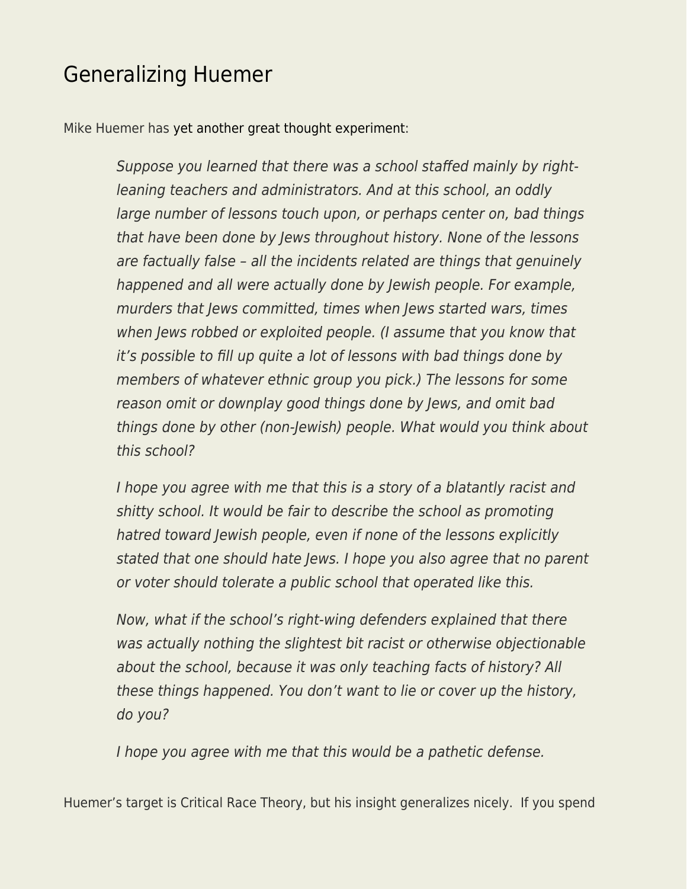# Generalizing Huemer

Mike Huemer has yet another great thought experiment:

> *Suppose you learned that there was a school staffed mainly by right-leaning teachers and administrators. And at this school, an oddly large number of lessons touch upon, or perhaps center on, bad things that have been done by Jews throughout history. None of the lessons are factually false – all the incidents related are things that genuinely happened and all were actually done by Jewish people. For example, murders that Jews committed, times when Jews started wars, times when Jews robbed or exploited people. (I assume that you know that it's possible to fill up quite a lot of lessons with bad things done by members of whatever ethnic group you pick.) The lessons for some reason omit or downplay good things done by Jews, and omit bad things done by other (non-Jewish) people. What would you think about this school?*
>
> *I hope you agree with me that this is a story of a blatantly racist and shitty school. It would be fair to describe the school as promoting hatred toward Jewish people, even if none of the lessons explicitly stated that one should hate Jews. I hope you also agree that no parent or voter should tolerate a public school that operated like this.*
>
> *Now, what if the school's right-wing defenders explained that there was actually nothing the slightest bit racist or otherwise objectionable about the school, because it was only teaching facts of history? All these things happened. You don't want to lie or cover up the history, do you?*
>
> *I hope you agree with me that this would be a pathetic defense.*

Huemer's target is Critical Race Theory, but his insight generalizes nicely. If you spend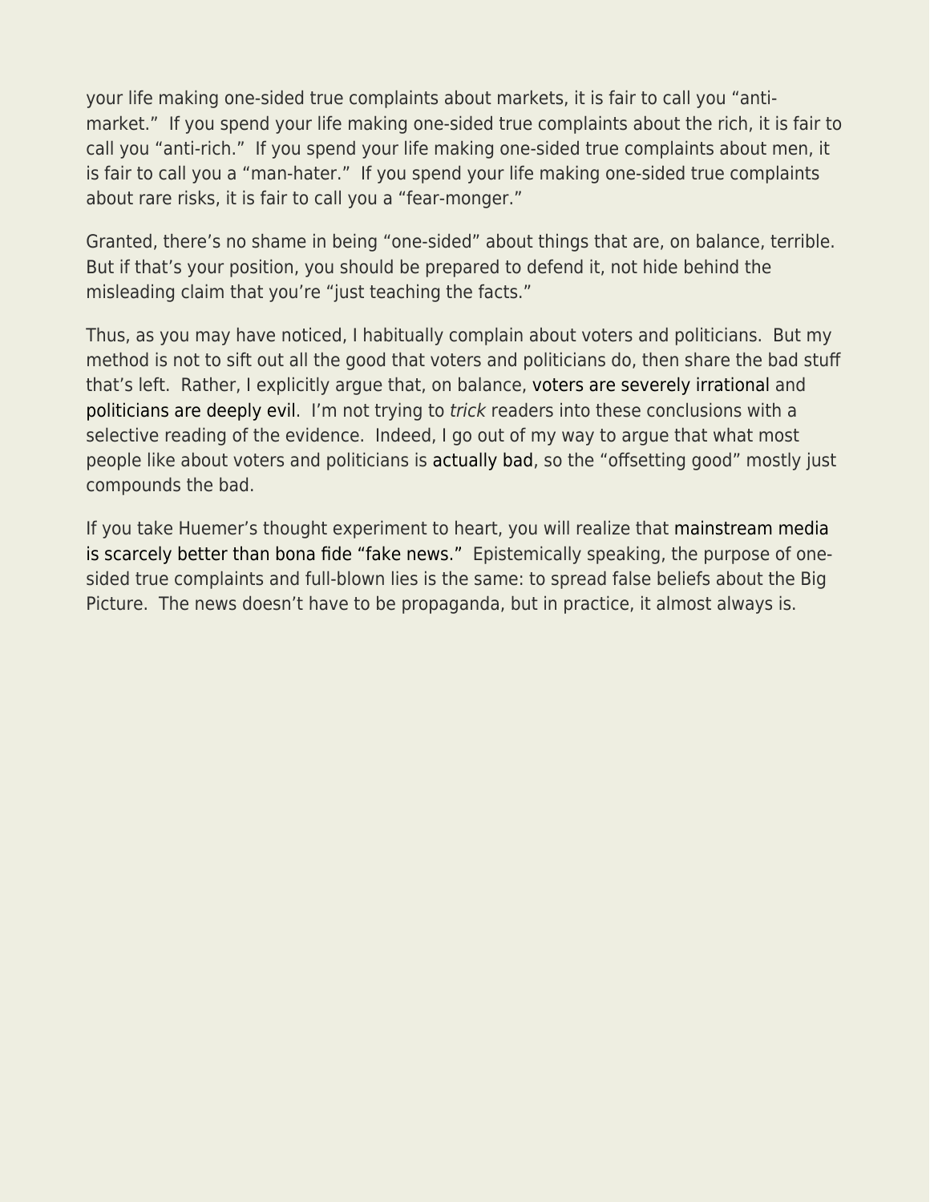your life making one-sided true complaints about markets, it is fair to call you "anti-market." If you spend your life making one-sided true complaints about the rich, it is fair to call you "anti-rich." If you spend your life making one-sided true complaints about men, it is fair to call you a "man-hater." If you spend your life making one-sided true complaints about rare risks, it is fair to call you a "fear-monger."

Granted, there's no shame in being "one-sided" about things that are, on balance, terrible. But if that's your position, you should be prepared to defend it, not hide behind the misleading claim that you're "just teaching the facts."

Thus, as you may have noticed, I habitually complain about voters and politicians. But my method is not to sift out all the good that voters and politicians do, then share the bad stuff that's left. Rather, I explicitly argue that, on balance, voters are severely irrational and politicians are deeply evil. I'm not trying to *trick* readers into these conclusions with a selective reading of the evidence. Indeed, I go out of my way to argue that what most people like about voters and politicians is actually bad, so the "offsetting good" mostly just compounds the bad.

If you take Huemer's thought experiment to heart, you will realize that mainstream media is scarcely better than bona fide "fake news." Epistemically speaking, the purpose of one-sided true complaints and full-blown lies is the same: to spread false beliefs about the Big Picture. The news doesn't have to be propaganda, but in practice, it almost always is.